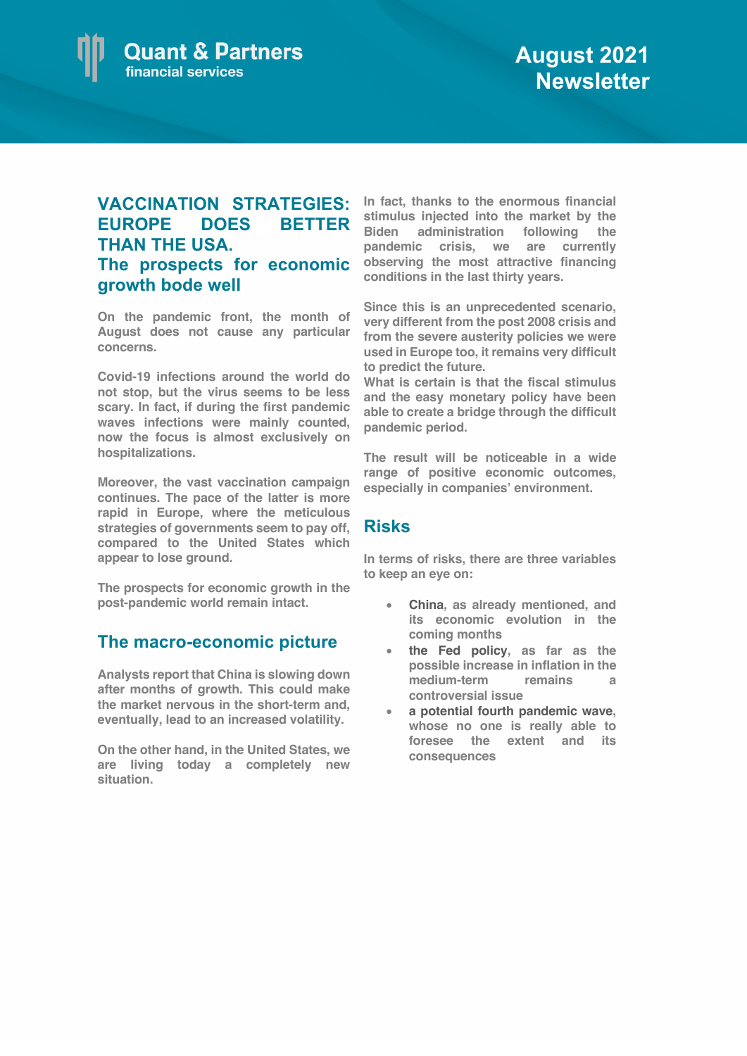Quant & Partners
financial services

# August 2021 Newsletter

## VACCINATION STRATEGIES: EUROPE DOES BETTER THAN THE USA.
## The prospects for economic growth bode well

On the pandemic front, the month of August does not cause any particular concerns.

Covid-19 infections around the world do not stop, but the virus seems to be less scary. In fact, if during the first pandemic waves infections were mainly counted, now the focus is almost exclusively on hospitalizations.

Moreover, the vast vaccination campaign continues. The pace of the latter is more rapid in Europe, where the meticulous strategies of governments seem to pay off, compared to the United States which appear to lose ground.

The prospects for economic growth in the post-pandemic world remain intact.

## The macro-economic picture

Analysts report that China is slowing down after months of growth. This could make the market nervous in the short-term and, eventually, lead to an increased volatility.

On the other hand, in the United States, we are living today a completely new situation.

In fact, thanks to the enormous financial stimulus injected into the market by the Biden administration following the pandemic crisis, we are currently observing the most attractive financing conditions in the last thirty years.

Since this is an unprecedented scenario, very different from the post 2008 crisis and from the severe austerity policies we were used in Europe too, it remains very difficult to predict the future.
What is certain is that the fiscal stimulus and the easy monetary policy have been able to create a bridge through the difficult pandemic period.

The result will be noticeable in a wide range of positive economic outcomes, especially in companies' environment.

## Risks

In terms of risks, there are three variables to keep an eye on:

- **China**, as already mentioned, and its economic evolution in the coming months
- **the Fed policy**, as far as the possible increase in inflation in the medium-term remains a controversial issue
- **a potential fourth pandemic wave**, whose no one is really able to foresee the extent and its consequences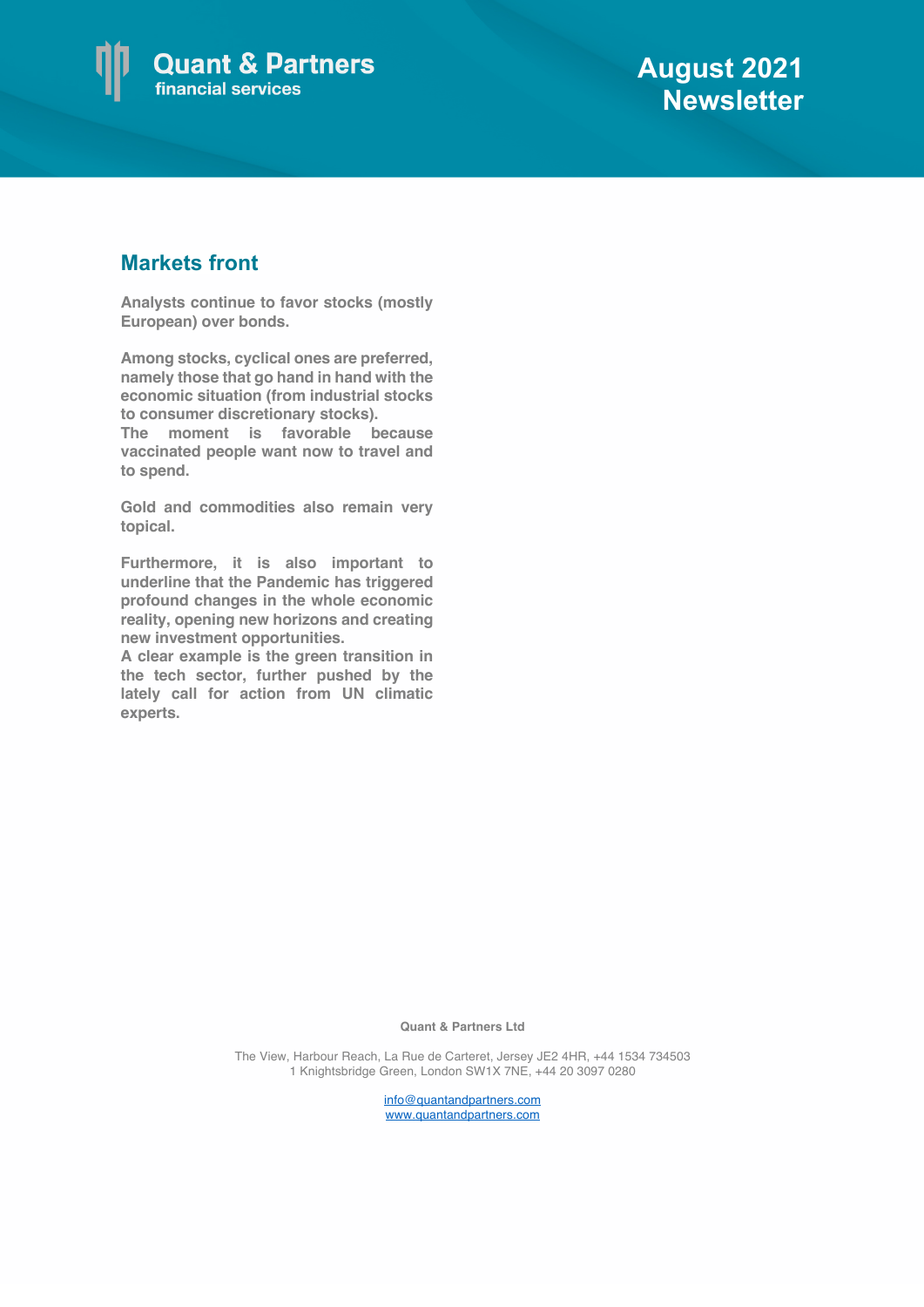# Markets front

**Analysts continue to favor stocks (mostly European) over bonds.**

**Among stocks, cyclical ones are preferred, namely those that go hand in hand with the economic situation (from industrial stocks to consumer discretionary stocks).**
**The moment is favorable because vaccinated people want now to travel and to spend.**

**Gold and commodities also remain very topical.**

**Furthermore, it is also important to underline that the Pandemic has triggered profound changes in the whole economic reality, opening new horizons and creating new investment opportunities.**
**A clear example is the green transition in the tech sector, further pushed by the lately call for action from UN climatic experts.**

**Quant & Partners Ltd**

The View, Harbour Reach, La Rue de Carteret, Jersey JE2 4HR, +44 1534 734503
1 Knightsbridge Green, London SW1X 7NE, +44 20 3097 0280

info@quantandpartners.com
www.quantandpartners.com